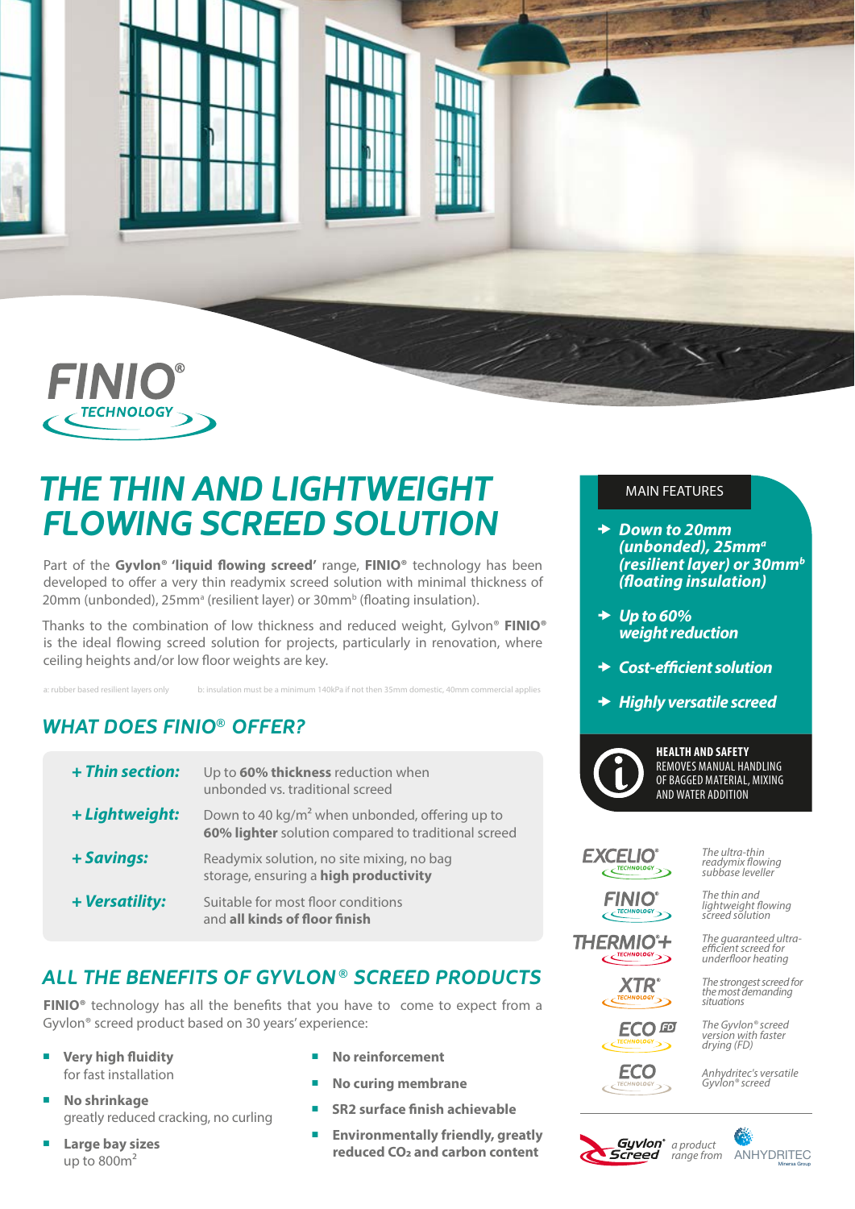FINIO®
TECHNOLOGY

# THE THIN AND LIGHTWEIGHT FLOWING SCREED SOLUTION

Part of the **Gyvlon® 'liquid flowing screed'** range, **FINIO®** technology has been developed to offer a very thin readymix screed solution with minimal thickness of 20mm (unbonded), 25mm[a] (resilient layer) or 30mm[b] (floating insulation).

Thanks to the combination of low thickness and reduced weight, Gylvon® **FINIO®** is the ideal flowing screed solution for projects, particularly in renovation, where ceiling heights and/or low floor weights are key.

a: rubber based resilient layers only    b: insulation must be a minimum 140kPa if not then 35mm domestic, 40mm commercial applies

## WHAT DOES FINIO® OFFER?

| | |
|---|---|
| **+ Thin section:** | Up to **60% thickness** reduction when unbonded vs. traditional screed |
| **+ Lightweight:** | Down to 40 kg/m² when unbonded, offering up to **60% lighter** solution compared to traditional screed |
| **+ Savings:** | Readymix solution, no site mixing, no bag storage, ensuring a **high productivity** |
| **+ Versatility:** | Suitable for most floor conditions and **all kinds of floor finish** |

## ALL THE BENEFITS OF GYVLON® SCREED PRODUCTS

**FINIO®** technology has all the benefits that you have to come to expect from a Gyvlon® screed product based on 30 years' experience:

- **Very high fluidity** for fast installation
- **No shrinkage** greatly reduced cracking, no curling
- **Large bay sizes** up to 800m²
- **No reinforcement**
- **No curing membrane**
- **SR2 surface finish achievable**
- **Environmentally friendly, greatly reduced $CO_2$ and carbon content**

### MAIN FEATURES

- **Down to 20mm (unbonded), 25mm[a] (resilient layer) or 30mm[b] (floating insulation)**
- **Up to 60% weight reduction**
- **Cost-efficient solution**
- **Highly versatile screed**

**HEALTH AND SAFETY**
REMOVES MANUAL HANDLING OF BAGGED MATERIAL, MIXING AND WATER ADDITION

| | |
|---|---|
| EXCELIO® TECHNOLOGY | The ultra-thin readymix flowing subbase leveller |
| FINIO® TECHNOLOGY | The thin and lightweight flowing screed solution |
| THERMIO®+ TECHNOLOGY | The guaranteed ultra-efficient screed for underfloor heating |
| XTR® TECHNOLOGY | The strongest screed for the most demanding situations |
| ECO FD TECHNOLOGY | The Gyvlon® screed version with faster drying (FD) |
| ECO TECHNOLOGY | Anhydritec's versatile Gyvlon® screed |

Gyvlon® Screed a product range from ANHYDRITEC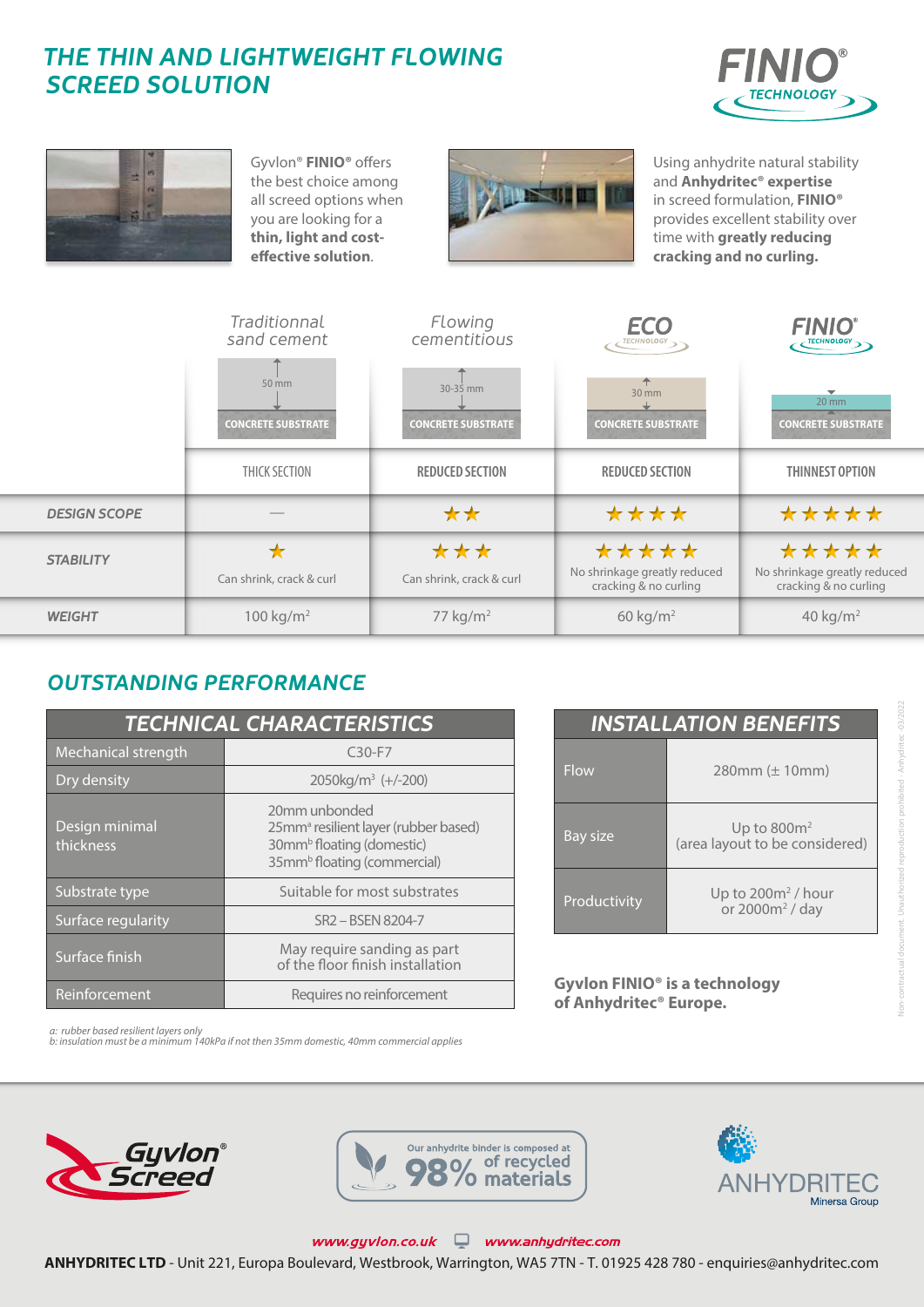# THE THIN AND LIGHTWEIGHT FLOWING SCREED SOLUTION

FINIO® TECHNOLOGY

Gyvlon® **FINIO®** offers the best choice among all screed options when you are looking for a **thin, light and cost-effective solution**.

Using anhydrite natural stability and **Anhydritec® expertise** in screed formulation, **FINIO®** provides excellent stability over time with **greatly reducing cracking and no curling.**

| | Traditionnal sand cement | Flowing cementitious | ECO TECHNOLOGY | FINIO® TECHNOLOGY |
|---|---|---|---|---|
| | 50 mm | 30-35 mm | 30 mm | 20 mm |
| | CONCRETE SUBSTRATE | CONCRETE SUBSTRATE | CONCRETE SUBSTRATE | CONCRETE SUBSTRATE |
| | THICK SECTION | REDUCED SECTION | REDUCED SECTION | THINNEST OPTION |
| *DESIGN SCOPE* | — | ★★ | ★★★★ | ★★★★★ |
| *STABILITY* | ★ Can shrink, crack & curl | ★★★ Can shrink, crack & curl | ★★★★★ No shrinkage greatly reduced cracking & no curling | ★★★★★ No shrinkage greatly reduced cracking & no curling |
| *WEIGHT* | 100 kg/m² | 77 kg/m² | 60 kg/m² | 40 kg/m² |

## OUTSTANDING PERFORMANCE

| TECHNICAL CHARACTERISTICS | |
|---|---|
| Mechanical strength | C30-F7 |
| Dry density | 2050kg/m³ (+/-200) |
| Design minimal thickness | 20mm unbonded<br>25mm[a] resilient layer (rubber based)<br>30mm[b] floating (domestic)<br>35mm[b] floating (commercial) |
| Substrate type | Suitable for most substrates |
| Surface regularity | SR2 – BSEN 8204-7 |
| Surface finish | May require sanding as part of the floor finish installation |
| Reinforcement | Requires no reinforcement |

*a: rubber based resilient layers only*
*b: insulation must be a minimum 140kPa if not then 35mm domestic, 40mm commercial applies*

| INSTALLATION BENEFITS | |
|---|---|
| Flow | 280mm (± 10mm) |
| Bay size | Up to 800m² (area layout to be considered) |
| Productivity | Up to 200m² / hour or 2000m² / day |

**Gyvlon FINIO® is a technology of Anhydritec® Europe.**

Non contractual document. Unauthorized reproduction prohibited - Anhydritec - 03/2022

Gyvlon® Screed

Our anhydrite binder is composed at 98% of recycled materials

ANHYDRITEC Minersa Group

*www.gyvlon.co.uk* *www.anhydritec.com*

**ANHYDRITEC LTD** - Unit 221, Europa Boulevard, Westbrook, Warrington, WA5 7TN - T. 01925 428 780 - enquiries@anhydritec.com